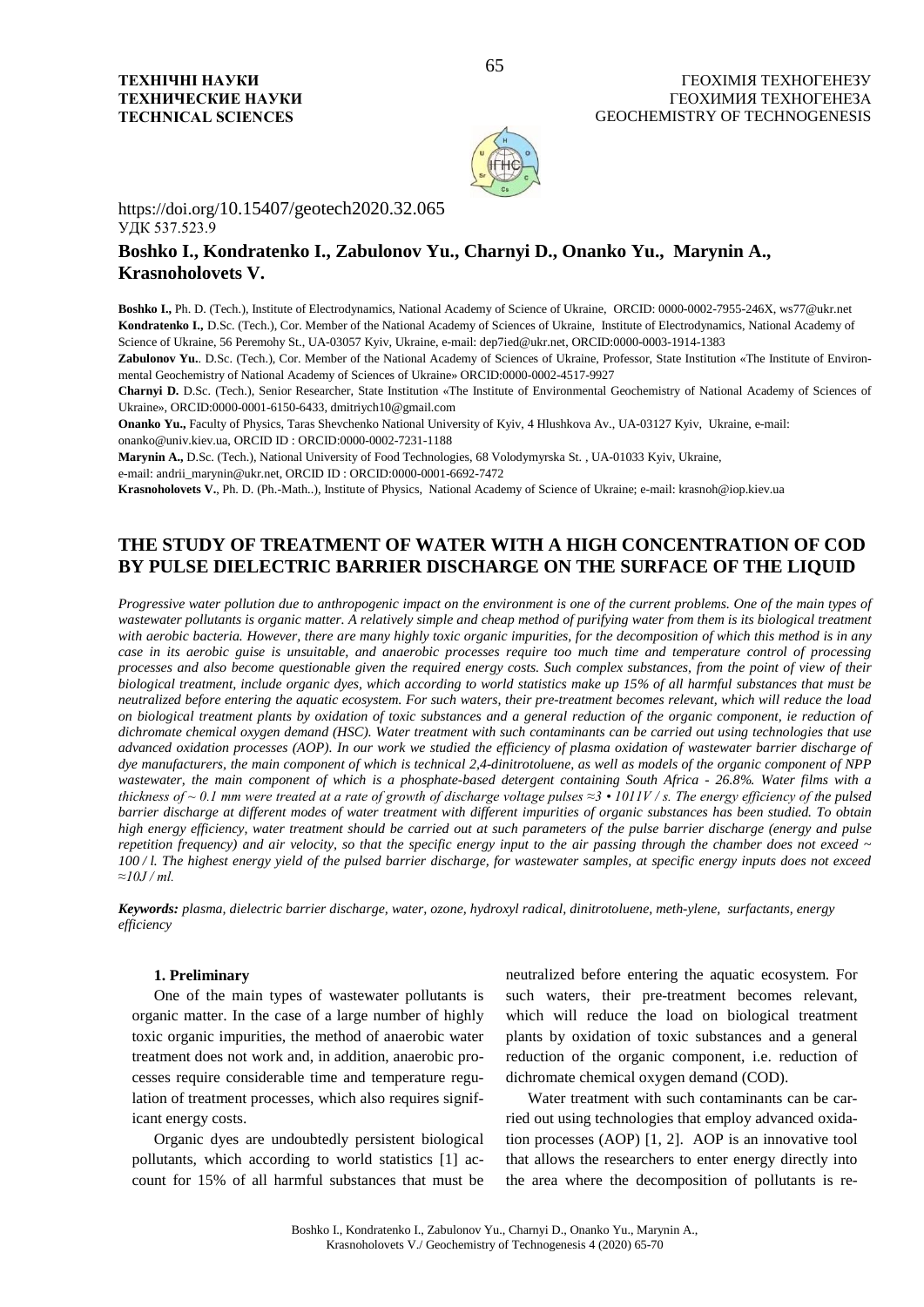ТЕХНІЧНІ НАУКИ
ТЕХНИЧЕСКИЕ НАУКИ
TECHNICAL SCIENCES

ГЕОХІМІЯ ТЕХНОГЕНЕЗУ
ГЕОХИМИЯ ТЕХНОГЕНЕЗА
GEOCHEMISTRY OF TECHNOGENESIS

https://doi.org/10.15407/geotech2020.32.065
УДК 537.523.9

**Boshko I., Kondratenko I., Zabulonov Yu., Charnyi D., Onanko Yu., Marynin A., Krasnoholovets V.**

**Boshko I.,** Ph. D. (Tech.), Institute of Electrodynamics, National Academy of Science of Ukraine, ORCID: 0000-0002-7955-246X, ws77@ukr.net
**Kondratenko I.,** D.Sc. (Tech.), Cor. Member of the National Academy of Sciences of Ukraine, Institute of Electrodynamics, National Academy of Science of Ukraine, 56 Peremohy St., UA-03057 Kyiv, Ukraine, e-mail: dep7ied@ukr.net, ORCID:0000-0003-1914-1383
**Zabulonov Yu.**. D.Sc. (Tech.), Cor. Member of the National Academy of Sciences of Ukraine, Professor, State Institution «The Institute of Environmental Geochemistry of National Academy of Sciences of Ukraine» ORCID:0000-0002-4517-9927
**Charnyi D.** D.Sc. (Tech.), Senior Researcher, State Institution «The Institute of Environmental Geochemistry of National Academy of Sciences of Ukraine», ORCID:0000-0001-6150-6433, dmitriych10@gmail.com
**Onanko Yu.,** Faculty of Physics, Taras Shevchenko National University of Kyiv, 4 Hlushkova Av., UA-03127 Kyiv, Ukraine, e-mail: onanko@univ.kiev.ua, ORCID ID : ORCID:0000-0002-7231-1188
**Marynin A.,** D.Sc. (Tech.), National University of Food Technologies, 68 Volodymyrska St. , UA-01033 Kyiv, Ukraine, e-mail: andrii_marynin@ukr.net, ORCID ID : ORCID:0000-0001-6692-7472
**Krasnoholovets V.**, Ph. D. (Ph.-Math..), Institute of Physics, National Academy of Science of Ukraine; e-mail: krasnoh@iop.kiev.ua

# THE STUDY OF TREATMENT OF WATER WITH A HIGH CONCENTRATION OF COD BY PULSE DIELECTRIC BARRIER DISCHARGE ON THE SURFACE OF THE LIQUID

*Progressive water pollution due to anthropogenic impact on the environment is one of the current problems. One of the main types of wastewater pollutants is organic matter. A relatively simple and cheap method of purifying water from them is its biological treatment with aerobic bacteria. However, there are many highly toxic organic impurities, for the decomposition of which this method is in any case in its aerobic guise is unsuitable, and anaerobic processes require too much time and temperature control of processing processes and also become questionable given the required energy costs. Such complex substances, from the point of view of their biological treatment, include organic dyes, which according to world statistics make up 15% of all harmful substances that must be neutralized before entering the aquatic ecosystem. For such waters, their pre-treatment becomes relevant, which will reduce the load on biological treatment plants by oxidation of toxic substances and a general reduction of the organic component, ie reduction of dichromate chemical oxygen demand (HSC). Water treatment with such contaminants can be carried out using technologies that use advanced oxidation processes (AOP). In our work we studied the efficiency of plasma oxidation of wastewater barrier discharge of dye manufacturers, the main component of which is technical 2,4-dinitrotoluene, as well as models of the organic component of NPP wastewater, the main component of which is a phosphate-based detergent containing South Africa - 26.8%. Water films with a thickness of ~ 0.1 mm were treated at a rate of growth of discharge voltage pulses ≈3 • 1011V / s. The energy efficiency of the pulsed barrier discharge at different modes of water treatment with different impurities of organic substances has been studied. To obtain high energy efficiency, water treatment should be carried out at such parameters of the pulse barrier discharge (energy and pulse repetition frequency) and air velocity, so that the specific energy input to the air passing through the chamber does not exceed ~ 100 / l. The highest energy yield of the pulsed barrier discharge, for wastewater samples, at specific energy inputs does not exceed ≈10J / ml.*

***Keywords:*** *plasma, dielectric barrier discharge, water, ozone, hydroxyl radical, dinitrotoluene, meth-ylene, surfactants, energy efficiency*

### 1. Preliminary

One of the main types of wastewater pollutants is organic matter. In the case of a large number of highly toxic organic impurities, the method of anaerobic water treatment does not work and, in addition, anaerobic processes require considerable time and temperature regulation of treatment processes, which also requires significant energy costs.

Organic dyes are undoubtedly persistent biological pollutants, which according to world statistics [1] account for 15% of all harmful substances that must be neutralized before entering the aquatic ecosystem. For such waters, their pre-treatment becomes relevant, which will reduce the load on biological treatment plants by oxidation of toxic substances and a general reduction of the organic component, i.e. reduction of dichromate chemical oxygen demand (COD).

Water treatment with such contaminants can be carried out using technologies that employ advanced oxidation processes (AOP) [1, 2]. AOP is an innovative tool that allows the researchers to enter energy directly into the area where the decomposition of pollutants is re-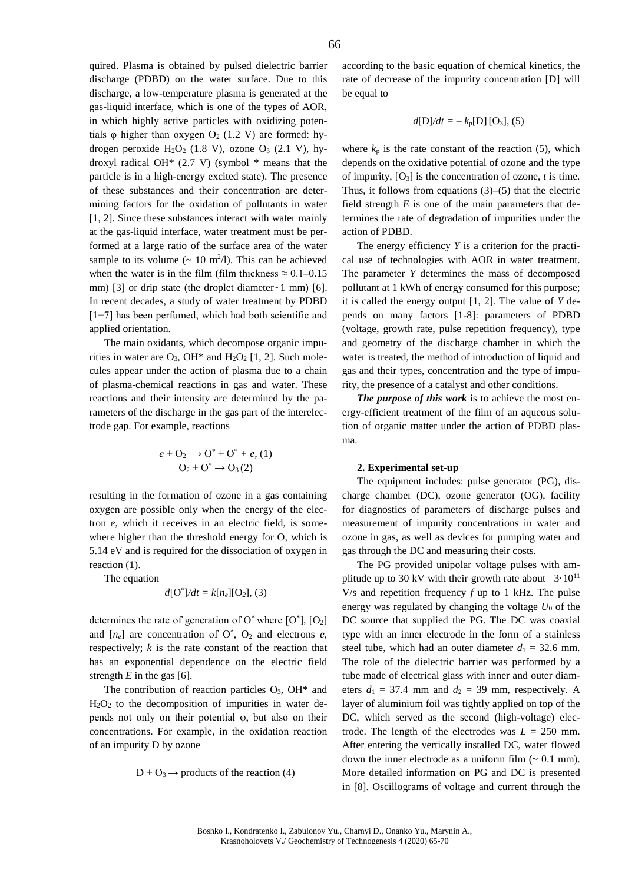quired. Plasma is obtained by pulsed dielectric barrier discharge (PDBD) on the water surface. Due to this discharge, a low-temperature plasma is generated at the gas-liquid interface, which is one of the types of AOR, in which highly active particles with oxidizing potentials φ higher than oxygen $O_2$ (1.2 V) are formed: hydrogen peroxide $H_2O_2$ (1.8 V), ozone $O_3$ (2.1 V), hydroxyl radical OH* (2.7 V) (symbol * means that the particle is in a high-energy excited state). The presence of these substances and their concentration are determining factors for the oxidation of pollutants in water [1, 2]. Since these substances interact with water mainly at the gas-liquid interface, water treatment must be performed at a large ratio of the surface area of the water sample to its volume (~ 10 $m^2$/l). This can be achieved when the water is in the film (film thickness ≈ 0.1–0.15 mm) [3] or drip state (the droplet diameter~1 mm) [6]. In recent decades, a study of water treatment by PDBD [1−7] has been perfumed, which had both scientific and applied orientation.

The main oxidants, which decompose organic impurities in water are $O_3$, OH* and $H_2O_2$ [1, 2]. Such molecules appear under the action of plasma due to a chain of plasma-chemical reactions in gas and water. These reactions and their intensity are determined by the parameters of the discharge in the gas part of the interelectrode gap. For example, reactions

$$e + O_2 \rightarrow O^* + O^* + e, \ (1)$$

$$O_2 + O^* \rightarrow O_3 \ (2)$$

resulting in the formation of ozone in a gas containing oxygen are possible only when the energy of the electron $e$, which it receives in an electric field, is somewhere higher than the threshold energy for O, which is 5.14 eV and is required for the dissociation of oxygen in reaction (1).

The equation

$$d[O^*]/dt = k[n_e][O_2], \ (3)$$

determines the rate of generation of $O^*$ where $[O^*]$, $[O_2]$ and $[n_e]$ are concentration of $O^*$, $O_2$ and electrons $e$, respectively; $k$ is the rate constant of the reaction that has an exponential dependence on the electric field strength $E$ in the gas [6].

The contribution of reaction particles $O_3$, OH* and $H_2O_2$ to the decomposition of impurities in water depends not only on their potential φ, but also on their concentrations. For example, in the oxidation reaction of an impurity D by ozone

$$D + O_3 \rightarrow \text{products of the reaction} \ (4)$$

according to the basic equation of chemical kinetics, the rate of decrease of the impurity concentration [D] will be equal to

$$d[D]/dt = - k_p[D][O_3], \ (5)$$

where $k_p$ is the rate constant of the reaction (5), which depends on the oxidative potential of ozone and the type of impurity, $[O_3]$ is the concentration of ozone, $t$ is time. Thus, it follows from equations (3)–(5) that the electric field strength $E$ is one of the main parameters that determines the rate of degradation of impurities under the action of PDBD.

The energy efficiency $Y$ is a criterion for the practical use of technologies with AOR in water treatment. The parameter $Y$ determines the mass of decomposed pollutant at 1 kWh of energy consumed for this purpose; it is called the energy output [1, 2]. The value of $Y$ depends on many factors [1-8]: parameters of PDBD (voltage, growth rate, pulse repetition frequency), type and geometry of the discharge chamber in which the water is treated, the method of introduction of liquid and gas and their types, concentration and the type of impurity, the presence of a catalyst and other conditions.

***The purpose of this work*** is to achieve the most energy-efficient treatment of the film of an aqueous solution of organic matter under the action of PDBD plasma.

## 2. Experimental set-up

The equipment includes: pulse generator (PG), discharge chamber (DC), ozone generator (OG), facility for diagnostics of parameters of discharge pulses and measurement of impurity concentrations in water and ozone in gas, as well as devices for pumping water and gas through the DC and measuring their costs.

The PG provided unipolar voltage pulses with amplitude up to 30 kV with their growth rate about $3 \cdot 10^{11}$ V/s and repetition frequency $f$ up to 1 kHz. The pulse energy was regulated by changing the voltage $U_0$ of the DC source that supplied the PG. The DC was coaxial type with an inner electrode in the form of a stainless steel tube, which had an outer diameter $d_1$ = 32.6 mm. The role of the dielectric barrier was performed by a tube made of electrical glass with inner and outer diameters $d_1$ = 37.4 mm and $d_2$ = 39 mm, respectively. A layer of aluminium foil was tightly applied on top of the DC, which served as the second (high-voltage) electrode. The length of the electrodes was $L$ = 250 mm. After entering the vertically installed DC, water flowed down the inner electrode as a uniform film (~ 0.1 mm). More detailed information on PG and DC is presented in [8]. Oscillograms of voltage and current through the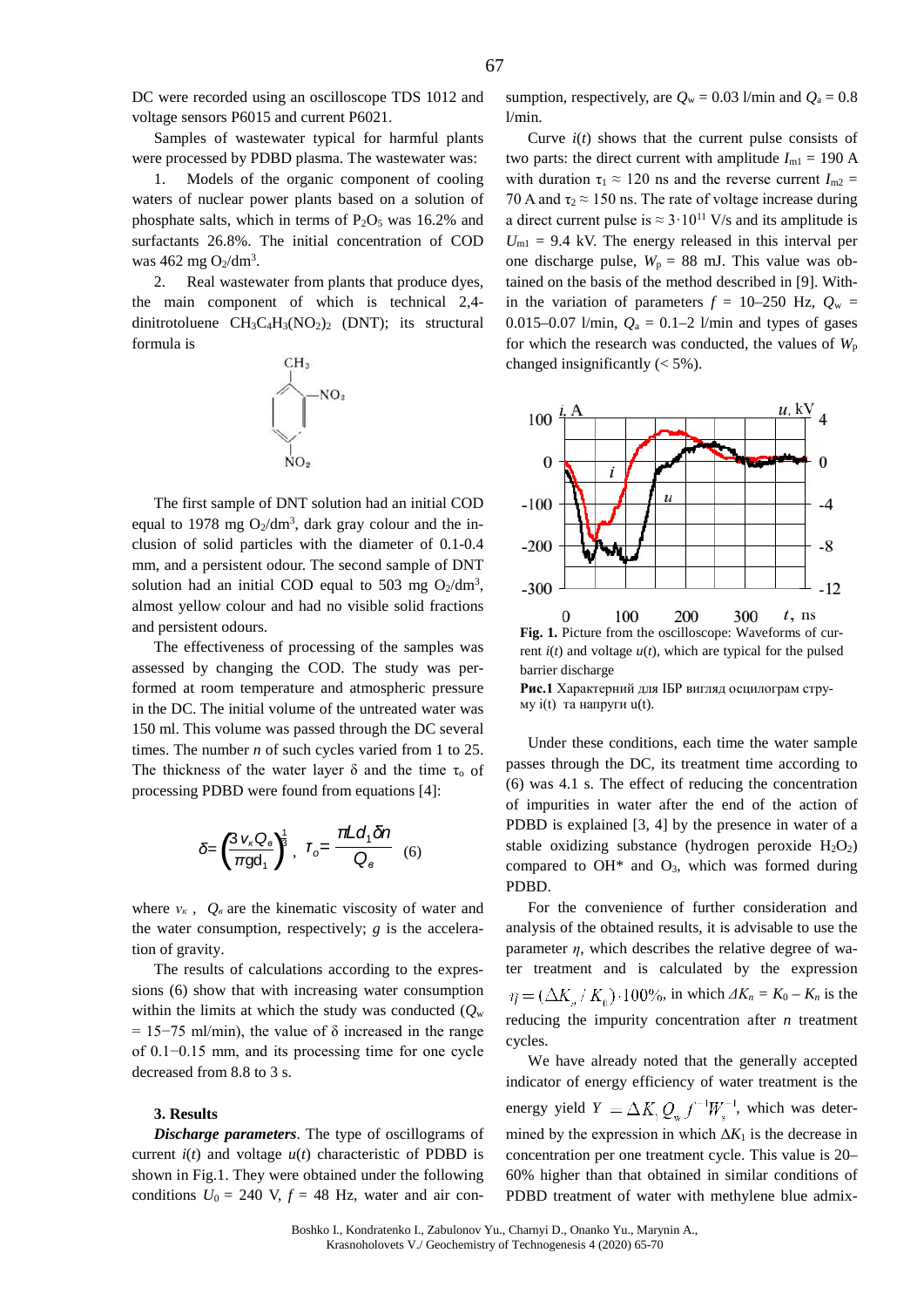DC were recorded using an oscilloscope TDS 1012 and voltage sensors P6015 and current P6021.

Samples of wastewater typical for harmful plants were processed by PDBD plasma. The wastewater was:

1. Models of the organic component of cooling waters of nuclear power plants based on a solution of phosphate salts, which in terms of $P_2O_5$ was 16.2% and surfactants 26.8%. The initial concentration of COD was 462 mg $O_2/dm^3$.

2. Real wastewater from plants that produce dyes, the main component of which is technical 2,4-dinitrotoluene $CH_3C_4H_3(NO_2)_2$ (DNT); its structural formula is

The first sample of DNT solution had an initial COD equal to 1978 mg $O_2/dm^3$, dark gray colour and the inclusion of solid particles with the diameter of 0.1-0.4 mm, and a persistent odour. The second sample of DNT solution had an initial COD equal to 503 mg $O_2/dm^3$, almost yellow colour and had no visible solid fractions and persistent odours.

The effectiveness of processing of the samples was assessed by changing the COD. The study was performed at room temperature and atmospheric pressure in the DC. The initial volume of the untreated water was 150 ml. This volume was passed through the DC several times. The number $n$ of such cycles varied from 1 to 25. The thickness of the water layer δ and the time $\tau_o$ of processing PDBD were found from equations [4]:

$$\delta = \left(\frac{3\nu_\kappa Q_\text{в}}{\pi g d_1}\right)^{\frac{1}{3}}, \quad \tau_o = \frac{\pi L d_1 \delta n}{Q_\text{в}} \quad (6)$$

where $\nu_\kappa$, $Q_\text{в}$ are the kinematic viscosity of water and the water consumption, respectively; $g$ is the acceleration of gravity.

The results of calculations according to the expressions (6) show that with increasing water consumption within the limits at which the study was conducted ($Q_w$ = 15−75 ml/min), the value of δ increased in the range of 0.1−0.15 mm, and its processing time for one cycle decreased from 8.8 to 3 s.

### 3. Results

***Discharge parameters***. The type of oscillograms of current $i(t)$ and voltage $u(t)$ characteristic of PDBD is shown in Fig.1. They were obtained under the following conditions $U_0$ = 240 V, $f$ = 48 Hz, water and air consumption, respectively, are $Q_w$ = 0.03 l/min and $Q_a$ = 0.8 l/min.

Curve $i(t)$ shows that the current pulse consists of two parts: the direct current with amplitude $I_{m1}$ = 190 A with duration $\tau_1 \approx$ 120 ns and the reverse current $I_{m2}$ = 70 A and $\tau_2 \approx$ 150 ns. The rate of voltage increase during a direct current pulse is $\approx 3\cdot10^{11}$ V/s and its amplitude is $U_{m1}$ = 9.4 kV. The energy released in this interval per one discharge pulse, $W_p$ = 88 mJ. This value was obtained on the basis of the method described in [9]. Within the variation of parameters $f$ = 10–250 Hz, $Q_w$ = 0.015–0.07 l/min, $Q_a$ = 0.1–2 l/min and types of gases for which the research was conducted, the values of $W_p$ changed insignificantly (< 5%).

**Fig. 1.** Picture from the oscilloscope: Waveforms of current $i(t)$ and voltage $u(t)$, which are typical for the pulsed barrier discharge

**Рис.1** Характерний для ІБР вигляд осцилограм струму i(t) та напруги u(t).

Under these conditions, each time the water sample passes through the DC, its treatment time according to (6) was 4.1 s. The effect of reducing the concentration of impurities in water after the end of the action of PDBD is explained [3, 4] by the presence in water of a stable oxidizing substance (hydrogen peroxide $H_2O_2$) compared to OH* and $O_3$, which was formed during PDBD.

For the convenience of further consideration and analysis of the obtained results, it is advisable to use the parameter $\eta$, which describes the relative degree of water treatment and is calculated by the expression $\eta = (\Delta K_n / K_0)\cdot 100\%$, in which $\Delta K_n = K_0 - K_n$ is the reducing the impurity concentration after $n$ treatment cycles.

We have already noted that the generally accepted indicator of energy efficiency of water treatment is the energy yield $Y = \Delta K_1 Q_w f^{-1} W_s^{-1}$, which was determined by the expression in which $\Delta K_1$ is the decrease in concentration per one treatment cycle. This value is 20–60% higher than that obtained in similar conditions of PDBD treatment of water with methylene blue admix-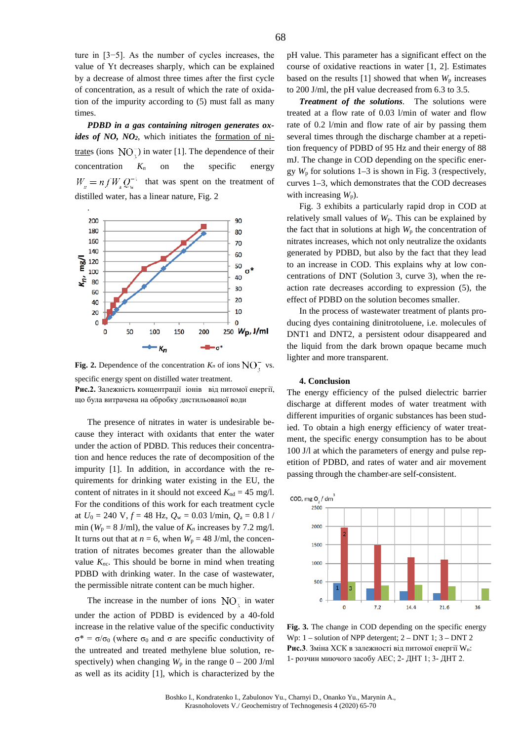ture in [3−5]. As the number of cycles increases, the value of Yt decreases sharply, which can be explained by a decrease of almost three times after the first cycle of concentration, as a result of which the rate of oxidation of the impurity according to (5) must fall as many times.

***PDBD in a gas containing nitrogen generates oxides of NO, $NO_2$***, which initiates the formation of nitrates (ions $NO_3^-$) in water [1]. The dependence of their concentration $K_n$ on the specific energy $W_n = n f W_a Q_w^{-1}$ that was spent on the treatment of distilled water, has a linear nature, Fig. 2

**Fig. 2.** Dependence of the concentration $K_n$ of ions $NO_3^-$ vs. specific energy spent on distilled water treatment.

**Рис.2.** Залежність концентрації іонів від питомої енергії, що була витрачена на обробку дистильованої води

The presence of nitrates in water is undesirable because they interact with oxidants that enter the water under the action of PDBD. This reduces their concentration and hence reduces the rate of decomposition of the impurity [1]. In addition, in accordance with the requirements for drinking water existing in the EU, the content of nitrates in it should not exceed $K_{nd}$ = 45 mg/l. For the conditions of this work for each treatment cycle at $U_0$ = 240 V, $f$ = 48 Hz, $Q_w$ = 0.03 l/min, $Q_a$ = 0.8 l / min ($W_p$ = 8 J/ml), the value of $K_n$ increases by 7.2 mg/l. It turns out that at $n$ = 6, when $W_p$ = 48 J/ml, the concentration of nitrates becomes greater than the allowable value $K_{nc}$. This should be borne in mind when treating PDBD with drinking water. In the case of wastewater, the permissible nitrate content can be much higher.

The increase in the number of ions $NO_3^-$ in water under the action of PDBD is evidenced by a 40-fold increase in the relative value of the specific conductivity $\sigma^* = \sigma/\sigma_0$ (where $\sigma_0$ and $\sigma$ are specific conductivity of the untreated and treated methylene blue solution, respectively) when changing $W_p$ in the range 0 – 200 J/ml as well as its acidity [1], which is characterized by the pH value. This parameter has a significant effect on the course of oxidative reactions in water [1, 2]. Estimates based on the results [1] showed that when $W_p$ increases to 200 J/ml, the pH value decreased from 6.3 to 3.5.

***Treatment of the solutions.*** The solutions were treated at a flow rate of 0.03 l/min of water and flow rate of 0.2 l/min and flow rate of air by passing them several times through the discharge chamber at a repetition frequency of PDBD of 95 Hz and their energy of 88 mJ. The change in COD depending on the specific energy $W_p$ for solutions 1–3 is shown in Fig. 3 (respectively, curves 1–3, which demonstrates that the COD decreases with increasing $W_p$).

Fig. 3 exhibits a particularly rapid drop in COD at relatively small values of $W_p$. This can be explained by the fact that in solutions at high $W_p$ the concentration of nitrates increases, which not only neutralize the oxidants generated by PDBD, but also by the fact that they lead to an increase in COD. This explains why at low concentrations of DNT (Solution 3, curve 3), when the reaction rate decreases according to expression (5), the effect of PDBD on the solution becomes smaller.

In the process of wastewater treatment of plants producing dyes containing dinitrotoluene, i.e. molecules of DNT1 and DNT2, a persistent odour disappeared and the liquid from the dark brown opaque became much lighter and more transparent.

## 4. Conclusion

The energy efficiency of the pulsed dielectric barrier discharge at different modes of water treatment with different impurities of organic substances has been studied. To obtain a high energy efficiency of water treatment, the specific energy consumption has to be about 100 J/l at which the parameters of energy and pulse repetition of PDBD, and rates of water and air movement passing through the chamber are self-consistent.

**Fig. 3.** The change in COD depending on the specific energy Wp: 1 – solution of NPP detergent; 2 – DNT 1; 3 – DNT 2

**Рис.3**. Зміна ХСК в залежності від питомої енергії $W_n$: 1- розчин миючого засобу АЕС; 2- ДНТ 1; 3- ДНТ 2.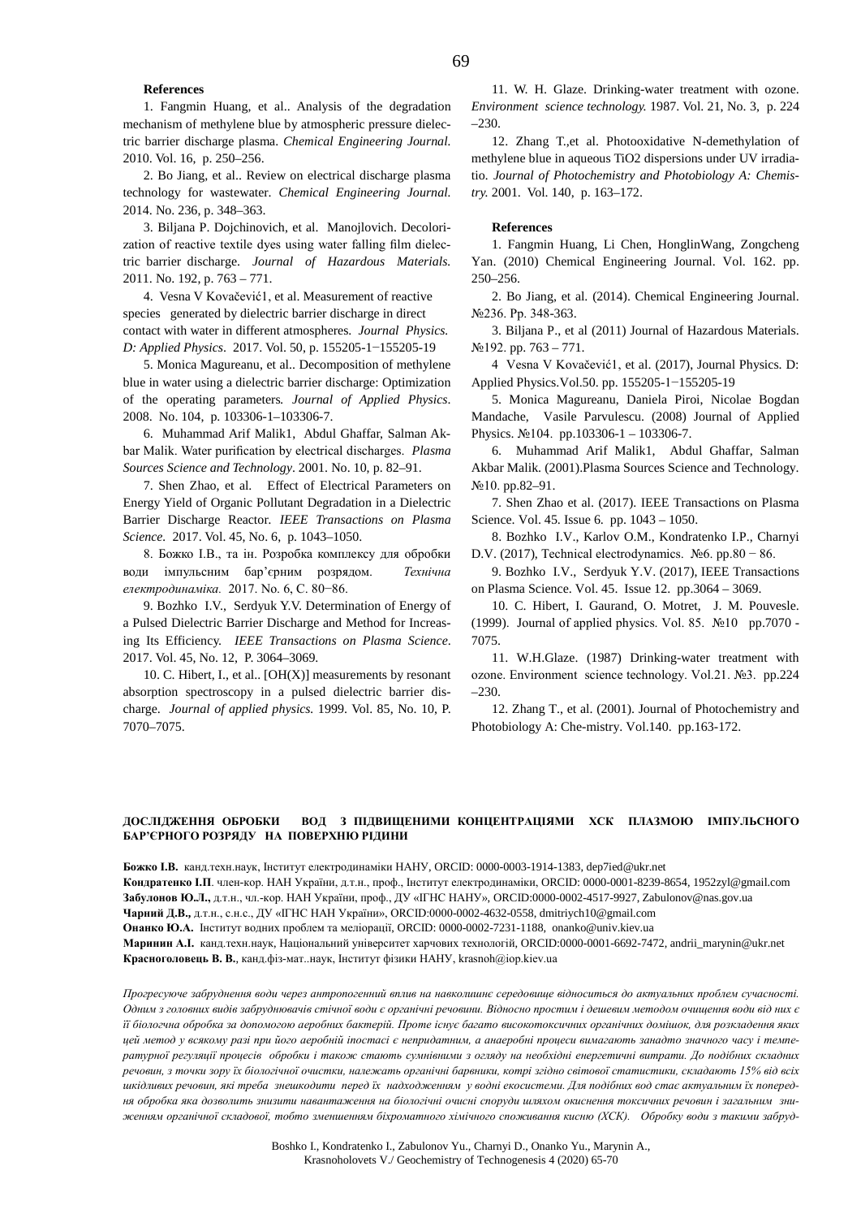**References**

1. Fangmin Huang, et al.. Analysis of the degradation mechanism of methylene blue by atmospheric pressure dielectric barrier discharge plasma. *Chemical Engineering Journal.* 2010. Vol. 16, p. 250–256.

2. Bo Jiang, et al.. Review on electrical discharge plasma technology for wastewater. *Chemical Engineering Journal.* 2014. No. 236, p. 348–363.

3. Biljana P. Dojchinovich, et al. Manojlovich. Decolorization of reactive textile dyes using water falling film dielectric barrier discharge. *Journal of Hazardous Materials.* 2011. No. 192, p. 763 – 771.

4. Vesna V Kovačević1, et al. Measurement of reactive species generated by dielectric barrier discharge in direct contact with water in different atmospheres. *Journal Physics. D: Applied Physics*. 2017. Vol. 50, p. 155205-1−155205-19

5. Monica Magureanu, et al.. Decomposition of methylene blue in water using a dielectric barrier discharge: Optimization of the operating parameters. *Journal of Applied Physics*. 2008. No. 104, p. 103306-1–103306-7.

6. Muhammad Arif Malik1, Abdul Ghaffar, Salman Akbar Malik. Water purification by electrical discharges. *Plasma Sources Science and Technology*. 2001. No. 10, p. 82–91.

7. Shen Zhao, et al. Effect of Electrical Parameters on Energy Yield of Organic Pollutant Degradation in a Dielectric Barrier Discharge Reactor. *IEEE Transactions on Plasma Science*. 2017. Vol. 45, No. 6, p. 1043–1050.

8. Божко І.В., та ін. Розробка комплексу для обробки води імпульсним бар'єрним розрядом. *Технічна електродинаміка.* 2017. No. 6, С. 80−86.

9. Bozhko I.V., Serdyuk Y.V. Determination of Energy of a Pulsed Dielectric Barrier Discharge and Method for Increasing Its Efficiency. *IEEE Transactions on Plasma Science*. 2017. Vol. 45, No. 12, P. 3064–3069.

10. C. Hibert, I., et al.. [OH(X)] measurements by resonant absorption spectroscopy in a pulsed dielectric barrier discharge. *Journal of applied physics.* 1999. Vol. 85, No. 10, P. 7070–7075.

11. W. H. Glaze. Drinking-water treatment with ozone. *Environment science technology.* 1987. Vol. 21, No. 3, p. 224 –230.

12. Zhang T.,et al. Photooxidative N-demethylation of methylene blue in aqueous TiO2 dispersions under UV irradiatio. *Journal of Photochemistry and Photobiology A: Chemistry.* 2001. Vol. 140, p. 163–172.

**References**

1. Fangmin Huang, Li Chen, HonglinWang, Zongcheng Yan. (2010) Chemical Engineering Journal. Vol. 162. pp. 250–256.

2. Bo Jiang, et al. (2014). Chemical Engineering Journal. №236. Pp. 348-363.

3. Biljana P., et al (2011) Journal of Hazardous Materials. №192. pp. 763 – 771.

4 Vesna V Kovačević1, et al. (2017), Journal Physics. D: Applied Physics.Vol.50. pp. 155205-1−155205-19

5. Monica Magureanu, Daniela Piroi, Nicolae Bogdan Mandache, Vasile Parvulescu. (2008) Journal of Applied Physics. №104. pp.103306-1 – 103306-7.

6. Muhammad Arif Malik1, Abdul Ghaffar, Salman Akbar Malik. (2001).Plasma Sources Science and Technology. №10. pp.82–91.

7. Shen Zhao et al. (2017). IEEE Transactions on Plasma Science. Vol. 45. Issue 6. pp. 1043 – 1050.

8. Bozhko I.V., Karlov O.M., Kondratenko I.P., Charnyi D.V. (2017), Technical electrodynamics. №6. pp.80 − 86.

9. Bozhko I.V., Serdyuk Y.V. (2017), IEEE Transactions on Plasma Science. Vol. 45. Issue 12. pp.3064 – 3069.

10. C. Hibert, I. Gaurand, O. Motret, J. M. Pouvesle. (1999). Journal of applied physics. Vol. 85. №10 pp.7070 - 7075.

11. W.H.Glaze. (1987) Drinking-water treatment with ozone. Environment science technology. Vol.21. №3. pp.224 –230.

12. Zhang T., et al. (2001). Journal of Photochemistry and Photobiology A: Che-mistry. Vol.140. pp.163-172.

**ДОСЛІДЖЕННЯ ОБРОБКИ ВОД З ПІДВИЩЕНИМИ КОНЦЕНТРАЦІЯМИ ХСК ПЛАЗМОЮ ІМПУЛЬСНОГО БАР'ЄРНОГО РОЗРЯДУ НА ПОВЕРХНЮ РІДИНИ**

**Божко І.В.** канд.техн.наук, Інститут електродинаміки НАНУ, ORCID: 0000-0003-1914-1383, dep7ied@ukr.net

**Кондратенко І.П**. член-кор. НАН України, д.т.н., проф., Інститут електродинаміки, ORCID: 0000-0001-8239-8654, 1952zyl@gmail.com

**Забулонов Ю.Л.,** д.т.н., чл.-кор. НАН України, проф., ДУ «ІГНС НАНУ», ORCID:0000-0002-4517-9927, Zabulonov@nas.gov.ua

**Чарний Д.В.,** д.т.н., с.н.с., ДУ «ІГНС НАН України», ORCID:0000-0002-4632-0558, dmitriych10@gmail.com

**Онанко Ю.А.** Інститут водних проблем та меліорації, ORCID: 0000-0002-7231-1188, onanko@univ.kiev.ua

**Маринин А.І.** канд.техн.наук, Національний університет харчових технологій, ORCID:0000-0001-6692-7472, andrii_marynin@ukr.net

**Красноголовець В. В.**, канд.фіз-мат..наук, Інститут фізики НАНУ, krasnoh@iop.kiev.ua

*Прогресуюче забруднення води через антропогенний вплив на навколишнє середовище відноситься до актуальних проблем сучасності. Одним з головних видів забруднювачів стічної води є органічні речовини. Відносно простим і дешевим методом очищення води від них є її біологічна обробка за допомогою аеробних бактерій. Проте існує багато високотоксичних органічних домішок, для розкладення яких цей метод у всякому разі при його аеробній іпостасі є непридатним, а анаеробні процеси вимагають занадто значного часу і температурної регуляції процесів обробки і також стають сумнівними з огляду на необхідні енергетичні витрати. До подібних складних речовин, з точки зору їх біологічної очистки, належать органічні барвники, котрі згідно світової статистики, складають 15% від всіх шкідливих речовин, які треба знешкодити перед їх надходженням у водні екосистеми. Для подібних вод стає актуальним їх попередня обробка яка дозволить знизити навантаження на біологічні очисні споруди шляхом окиснення токсичних речовин і загальним зниженням органічної складової, тобто зменшенням біхроматного хімічного споживання кисню (ХСК). Обробку води з такими забруд-*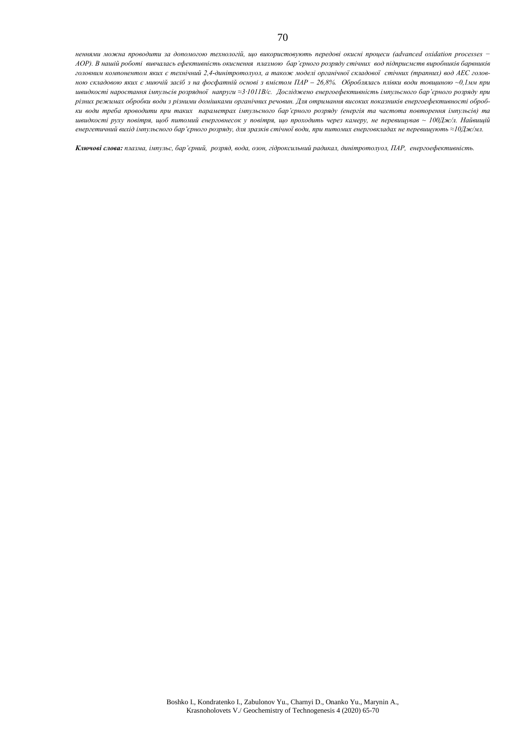*неннями можна проводити за допомогою технологій, що використовують передові окисні процеси (advanced oxidation processes − AOP). В нашій роботі вивчалась ефективність окиснення плазмою бар'єрного розряду стічних вод підприємств виробників барвників головним компонентом яких є технічний 2,4-динітротолуол, а також моделі органічної складової стічних (трапних) вод АЕС головною складовою яких є миючій засіб з на фосфатній основі з вмістом ПАР – 26,8%. Оброблялась плівки води товщиною ~0,1мм при швидкості наростання імпульсів розрядної напруги ≈3·1011В/с. Досліджено енергоефективність імпульсного бар'єрного розряду при різних режимах обробки води з різними домішками органічних речовин. Для отримання високих показників енергоефективності обробки води треба проводити при таких параметрах імпульсного бар'єрного розряду (енергія та частота повторення імпульсів) та швидкості руху повітря, щоб питомий енерговнесок у повітря, що проходить через камеру, не перевищував ~ 100Дж/л. Найвищій енергетичний вихід імпульсного бар'єрного розряду, для зразків стічної води, при питомих енерговкладах не перевищують ≈10Дж/мл.*

***Ключові слова:*** *плазма, імпульс, бар'єрний, розряд, вода, озон, гідроксильний радикал, динітротолуол, ПАР, енергоефективність.*